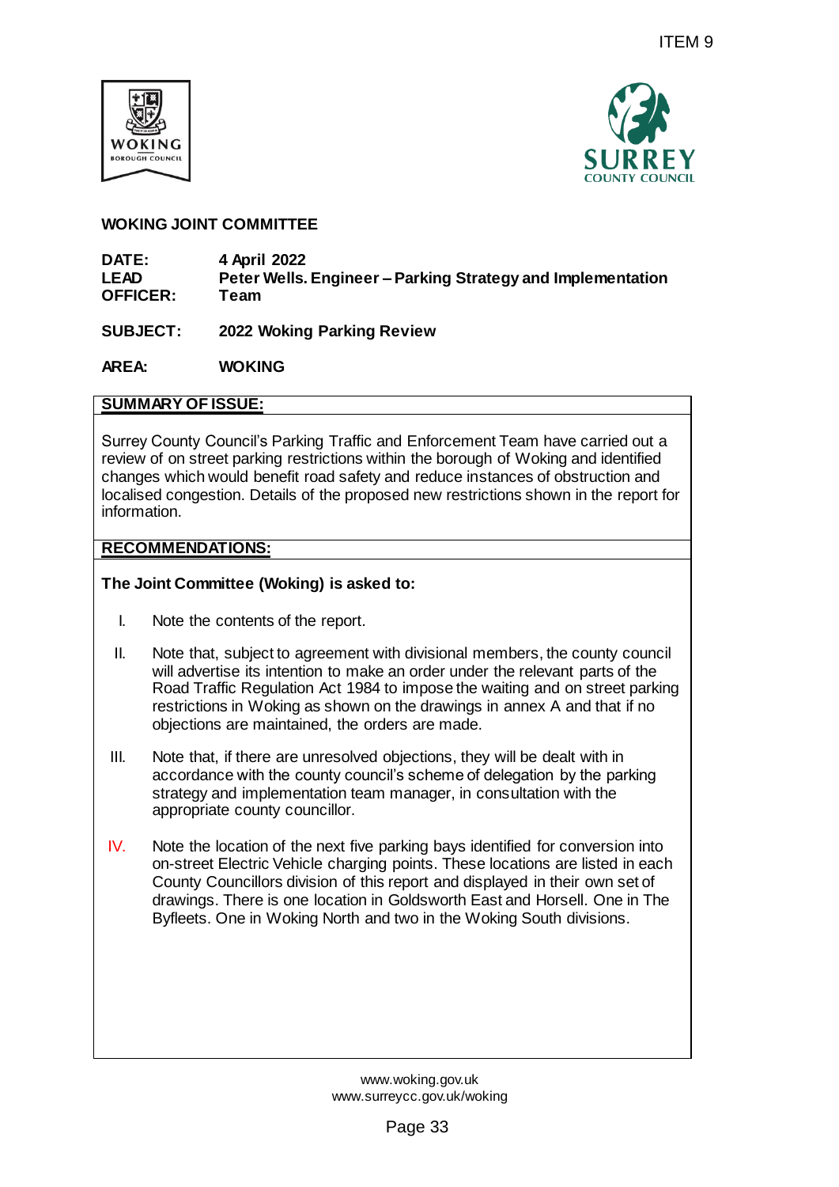ITEM 9

**WOKING JOINT COMMITTEE**

| | |
|---|---|
| **DATE:** | **4 April 2022** |
| **LEAD OFFICER:** | **Peter Wells. Engineer – Parking Strategy and Implementation Team** |
| **SUBJECT:** | **2022 Woking Parking Review** |
| **AREA:** | **WOKING** |

**SUMMARY OF ISSUE:**

Surrey County Council's Parking Traffic and Enforcement Team have carried out a review of on street parking restrictions within the borough of Woking and identified changes which would benefit road safety and reduce instances of obstruction and localised congestion. Details of the proposed new restrictions shown in the report for information.

**RECOMMENDATIONS:**

**The Joint Committee (Woking) is asked to:**

I. Note the contents of the report.

II. Note that, subject to agreement with divisional members, the county council will advertise its intention to make an order under the relevant parts of the Road Traffic Regulation Act 1984 to impose the waiting and on street parking restrictions in Woking as shown on the drawings in annex A and that if no objections are maintained, the orders are made.

III. Note that, if there are unresolved objections, they will be dealt with in accordance with the county council's scheme of delegation by the parking strategy and implementation team manager, in consultation with the appropriate county councillor.

IV. Note the location of the next five parking bays identified for conversion into on-street Electric Vehicle charging points. These locations are listed in each County Councillors division of this report and displayed in their own set of drawings. There is one location in Goldsworth East and Horsell. One in The Byfleets. One in Woking North and two in the Woking South divisions.

www.woking.gov.uk
www.surreycc.gov.uk/woking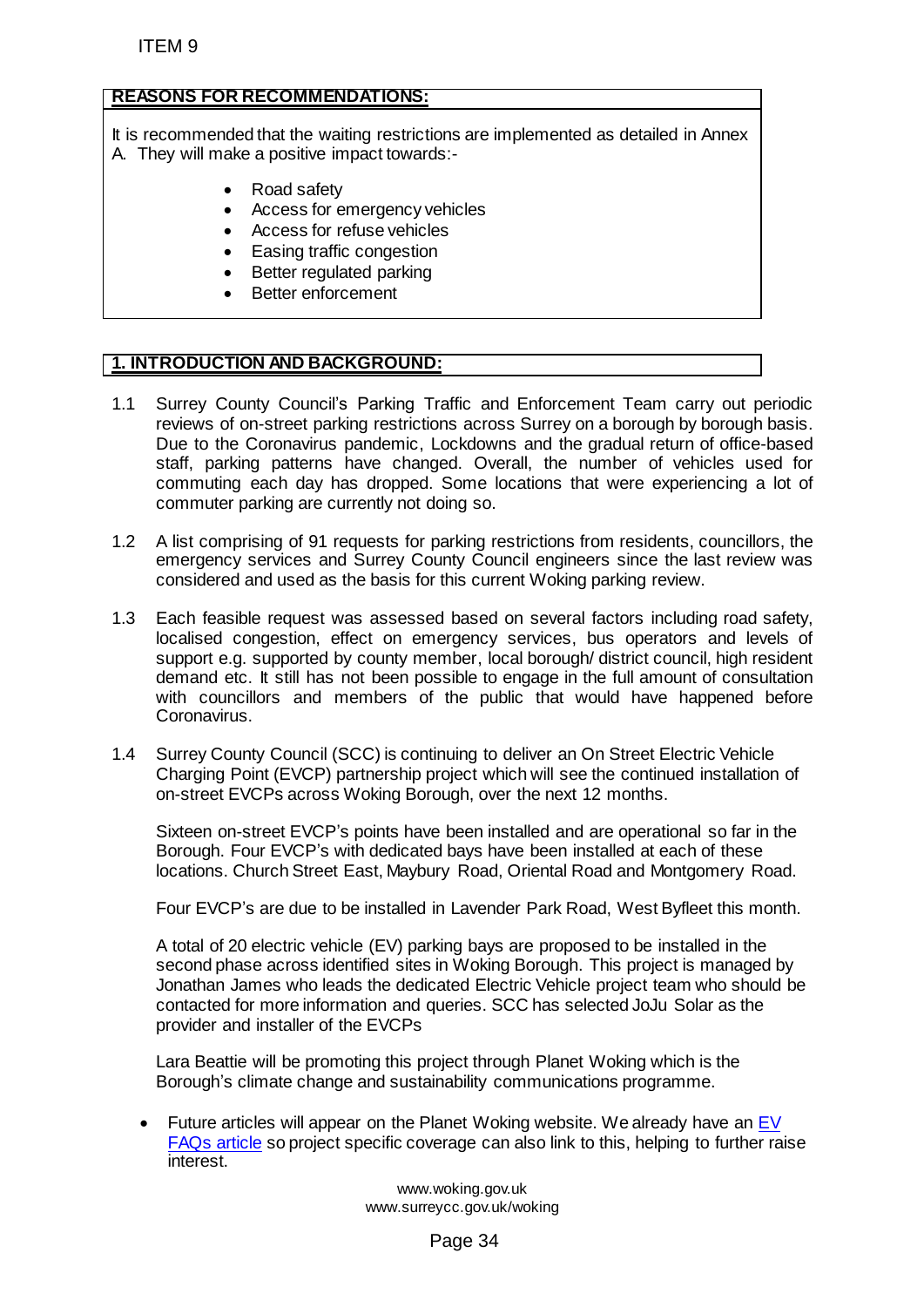ITEM 9

## REASONS FOR RECOMMENDATIONS:

It is recommended that the waiting restrictions are implemented as detailed in Annex A. They will make a positive impact towards:-

- Road safety
- Access for emergency vehicles
- Access for refuse vehicles
- Easing traffic congestion
- Better regulated parking
- Better enforcement

## 1. INTRODUCTION AND BACKGROUND:

1.1 Surrey County Council's Parking Traffic and Enforcement Team carry out periodic reviews of on-street parking restrictions across Surrey on a borough by borough basis. Due to the Coronavirus pandemic, Lockdowns and the gradual return of office-based staff, parking patterns have changed. Overall, the number of vehicles used for commuting each day has dropped. Some locations that were experiencing a lot of commuter parking are currently not doing so.

1.2 A list comprising of 91 requests for parking restrictions from residents, councillors, the emergency services and Surrey County Council engineers since the last review was considered and used as the basis for this current Woking parking review.

1.3 Each feasible request was assessed based on several factors including road safety, localised congestion, effect on emergency services, bus operators and levels of support e.g. supported by county member, local borough/ district council, high resident demand etc. It still has not been possible to engage in the full amount of consultation with councillors and members of the public that would have happened before Coronavirus.

1.4 Surrey County Council (SCC) is continuing to deliver an On Street Electric Vehicle Charging Point (EVCP) partnership project which will see the continued installation of on-street EVCPs across Woking Borough, over the next 12 months.

Sixteen on-street EVCP's points have been installed and are operational so far in the Borough. Four EVCP's with dedicated bays have been installed at each of these locations. Church Street East, Maybury Road, Oriental Road and Montgomery Road.

Four EVCP's are due to be installed in Lavender Park Road, West Byfleet this month.

A total of 20 electric vehicle (EV) parking bays are proposed to be installed in the second phase across identified sites in Woking Borough. This project is managed by Jonathan James who leads the dedicated Electric Vehicle project team who should be contacted for more information and queries. SCC has selected JoJu Solar as the provider and installer of the EVCPs

Lara Beattie will be promoting this project through Planet Woking which is the Borough's climate change and sustainability communications programme.

- Future articles will appear on the Planet Woking website. We already have an EV FAQs article so project specific coverage can also link to this, helping to further raise interest.

www.woking.gov.uk
www.surreycc.gov.uk/woking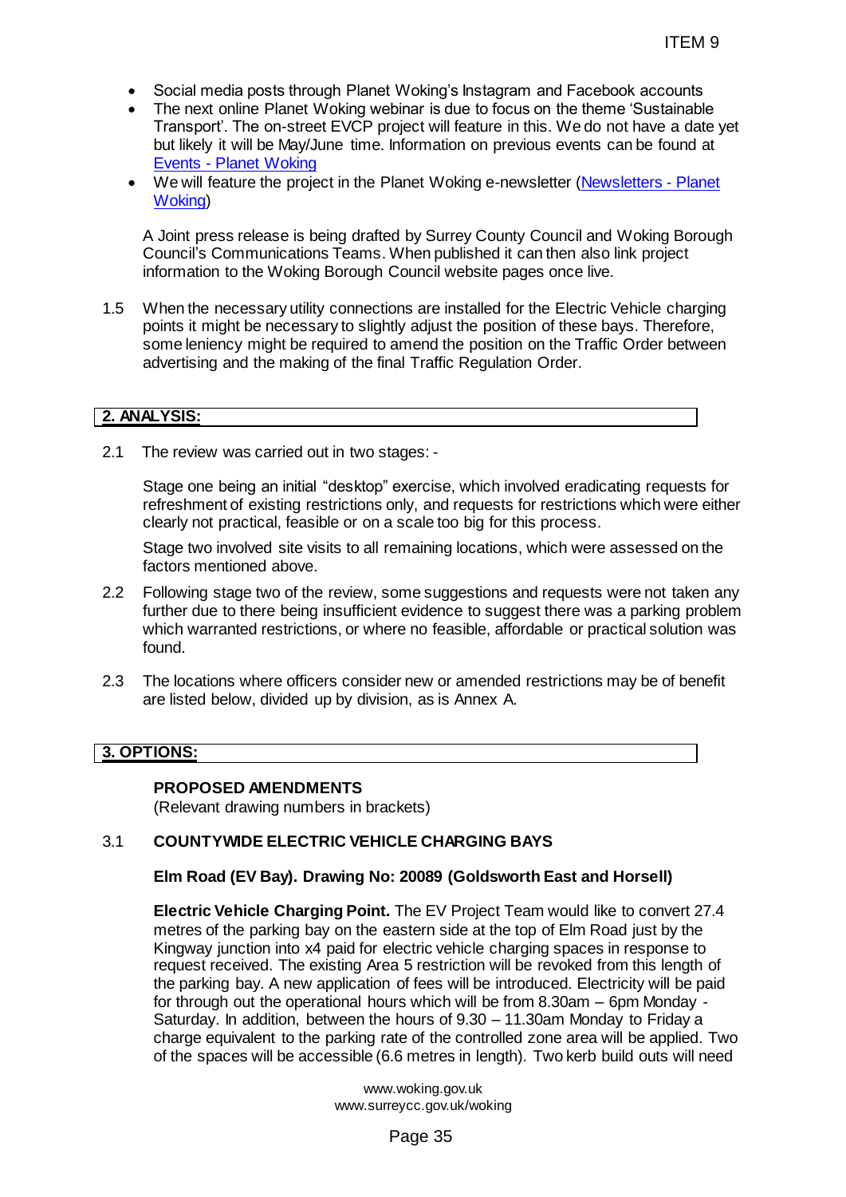- Social media posts through Planet Woking's Instagram and Facebook accounts
- The next online Planet Woking webinar is due to focus on the theme 'Sustainable Transport'. The on-street EVCP project will feature in this. We do not have a date yet but likely it will be May/June time. Information on previous events can be found at [Events - Planet Woking]
- We will feature the project in the Planet Woking e-newsletter ([Newsletters - Planet Woking])

A Joint press release is being drafted by Surrey County Council and Woking Borough Council's Communications Teams. When published it can then also link project information to the Woking Borough Council website pages once live.

1.5 When the necessary utility connections are installed for the Electric Vehicle charging points it might be necessary to slightly adjust the position of these bays. Therefore, some leniency might be required to amend the position on the Traffic Order between advertising and the making of the final Traffic Regulation Order.

## 2. ANALYSIS:

2.1 The review was carried out in two stages: -

Stage one being an initial "desktop" exercise, which involved eradicating requests for refreshment of existing restrictions only, and requests for restrictions which were either clearly not practical, feasible or on a scale too big for this process.

Stage two involved site visits to all remaining locations, which were assessed on the factors mentioned above.

2.2 Following stage two of the review, some suggestions and requests were not taken any further due to there being insufficient evidence to suggest there was a parking problem which warranted restrictions, or where no feasible, affordable or practical solution was found.

2.3 The locations where officers consider new or amended restrictions may be of benefit are listed below, divided up by division, as is Annex A.

## 3. OPTIONS:

**PROPOSED AMENDMENTS**
(Relevant drawing numbers in brackets)

3.1 **COUNTYWIDE ELECTRIC VEHICLE CHARGING BAYS**

**Elm Road (EV Bay). Drawing No: 20089 (Goldsworth East and Horsell)**

**Electric Vehicle Charging Point.** The EV Project Team would like to convert 27.4 metres of the parking bay on the eastern side at the top of Elm Road just by the Kingway junction into x4 paid for electric vehicle charging spaces in response to request received. The existing Area 5 restriction will be revoked from this length of the parking bay. A new application of fees will be introduced. Electricity will be paid for through out the operational hours which will be from 8.30am – 6pm Monday - Saturday. In addition, between the hours of 9.30 – 11.30am Monday to Friday a charge equivalent to the parking rate of the controlled zone area will be applied. Two of the spaces will be accessible (6.6 metres in length). Two kerb build outs will need

www.woking.gov.uk
www.surreycc.gov.uk/woking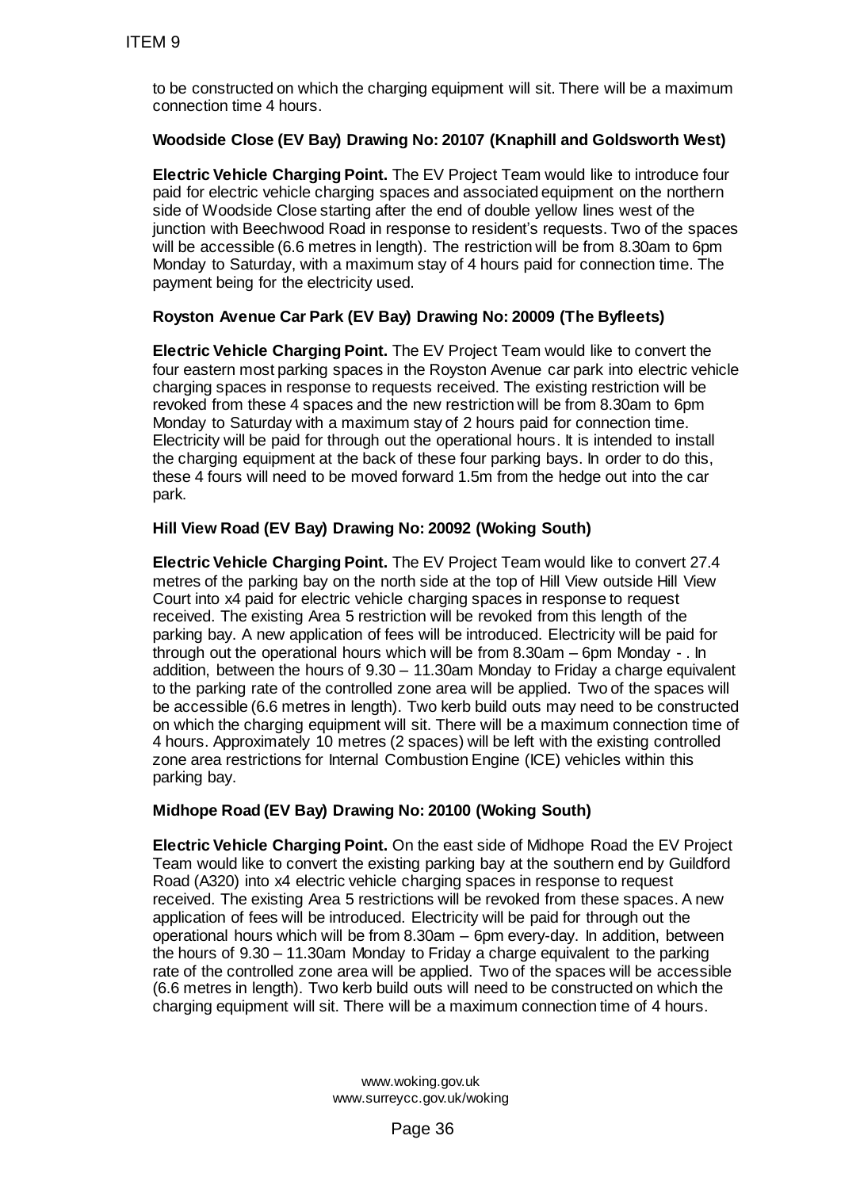to be constructed on which the charging equipment will sit. There will be a maximum connection time 4 hours.

**Woodside Close (EV Bay) Drawing No: 20107 (Knaphill and Goldsworth West)**

**Electric Vehicle Charging Point.** The EV Project Team would like to introduce four paid for electric vehicle charging spaces and associated equipment on the northern side of Woodside Close starting after the end of double yellow lines west of the junction with Beechwood Road in response to resident's requests. Two of the spaces will be accessible (6.6 metres in length). The restriction will be from 8.30am to 6pm Monday to Saturday, with a maximum stay of 4 hours paid for connection time. The payment being for the electricity used.

**Royston Avenue Car Park (EV Bay) Drawing No: 20009 (The Byfleets)**

**Electric Vehicle Charging Point.** The EV Project Team would like to convert the four eastern most parking spaces in the Royston Avenue car park into electric vehicle charging spaces in response to requests received. The existing restriction will be revoked from these 4 spaces and the new restriction will be from 8.30am to 6pm Monday to Saturday with a maximum stay of 2 hours paid for connection time. Electricity will be paid for through out the operational hours. It is intended to install the charging equipment at the back of these four parking bays. In order to do this, these 4 fours will need to be moved forward 1.5m from the hedge out into the car park.

**Hill View Road (EV Bay) Drawing No: 20092 (Woking South)**

**Electric Vehicle Charging Point.** The EV Project Team would like to convert 27.4 metres of the parking bay on the north side at the top of Hill View outside Hill View Court into x4 paid for electric vehicle charging spaces in response to request received. The existing Area 5 restriction will be revoked from this length of the parking bay. A new application of fees will be introduced. Electricity will be paid for through out the operational hours which will be from 8.30am – 6pm Monday - . In addition, between the hours of 9.30 – 11.30am Monday to Friday a charge equivalent to the parking rate of the controlled zone area will be applied. Two of the spaces will be accessible (6.6 metres in length). Two kerb build outs may need to be constructed on which the charging equipment will sit. There will be a maximum connection time of 4 hours. Approximately 10 metres (2 spaces) will be left with the existing controlled zone area restrictions for Internal Combustion Engine (ICE) vehicles within this parking bay.

**Midhope Road (EV Bay) Drawing No: 20100 (Woking South)**

**Electric Vehicle Charging Point.** On the east side of Midhope Road the EV Project Team would like to convert the existing parking bay at the southern end by Guildford Road (A320) into x4 electric vehicle charging spaces in response to request received. The existing Area 5 restrictions will be revoked from these spaces. A new application of fees will be introduced. Electricity will be paid for through out the operational hours which will be from 8.30am – 6pm every-day. In addition, between the hours of 9.30 – 11.30am Monday to Friday a charge equivalent to the parking rate of the controlled zone area will be applied. Two of the spaces will be accessible (6.6 metres in length). Two kerb build outs will need to be constructed on which the charging equipment will sit. There will be a maximum connection time of 4 hours.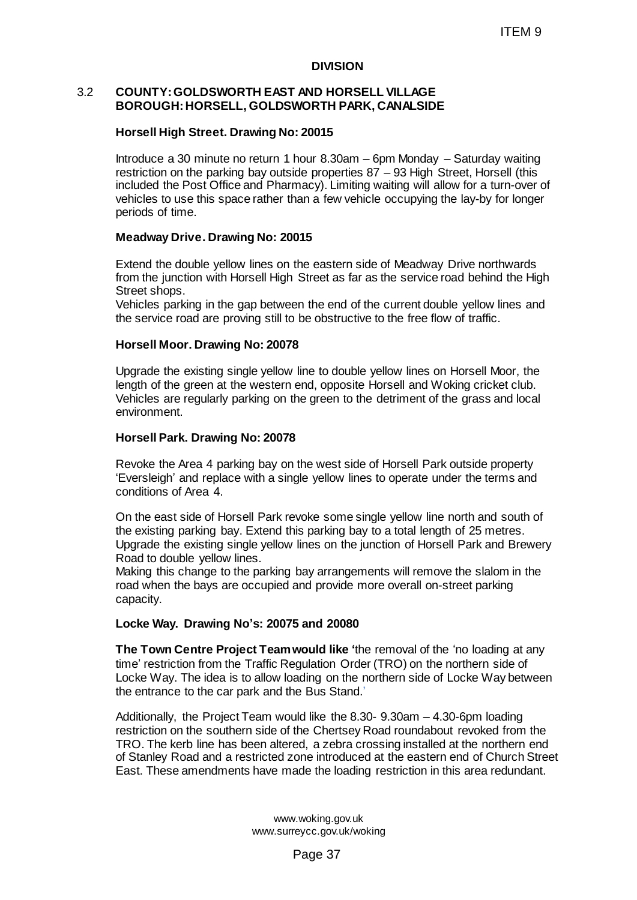**DIVISION**

### 3.2 COUNTY: GOLDSWORTH EAST AND HORSELL VILLAGE BOROUGH: HORSELL, GOLDSWORTH PARK, CANALSIDE

**Horsell High Street. Drawing No: 20015**

Introduce a 30 minute no return 1 hour 8.30am – 6pm Monday – Saturday waiting restriction on the parking bay outside properties 87 – 93 High Street, Horsell (this included the Post Office and Pharmacy). Limiting waiting will allow for a turn-over of vehicles to use this space rather than a few vehicle occupying the lay-by for longer periods of time.

**Meadway Drive. Drawing No: 20015**

Extend the double yellow lines on the eastern side of Meadway Drive northwards from the junction with Horsell High Street as far as the service road behind the High Street shops.
Vehicles parking in the gap between the end of the current double yellow lines and the service road are proving still to be obstructive to the free flow of traffic.

**Horsell Moor. Drawing No: 20078**

Upgrade the existing single yellow line to double yellow lines on Horsell Moor, the length of the green at the western end, opposite Horsell and Woking cricket club. Vehicles are regularly parking on the green to the detriment of the grass and local environment.

**Horsell Park. Drawing No: 20078**

Revoke the Area 4 parking bay on the west side of Horsell Park outside property 'Eversleigh' and replace with a single yellow lines to operate under the terms and conditions of Area 4.

On the east side of Horsell Park revoke some single yellow line north and south of the existing parking bay. Extend this parking bay to a total length of 25 metres. Upgrade the existing single yellow lines on the junction of Horsell Park and Brewery Road to double yellow lines.
Making this change to the parking bay arrangements will remove the slalom in the road when the bays are occupied and provide more overall on-street parking capacity.

**Locke Way. Drawing No's: 20075 and 20080**

**The Town Centre Project Team would like '**the removal of the 'no loading at any time' restriction from the Traffic Regulation Order (TRO) on the northern side of Locke Way. The idea is to allow loading on the northern side of Locke Way between the entrance to the car park and the Bus Stand.'

Additionally, the Project Team would like the 8.30- 9.30am – 4.30-6pm loading restriction on the southern side of the Chertsey Road roundabout revoked from the TRO. The kerb line has been altered, a zebra crossing installed at the northern end of Stanley Road and a restricted zone introduced at the eastern end of Church Street East. These amendments have made the loading restriction in this area redundant.

www.woking.gov.uk
www.surreycc.gov.uk/woking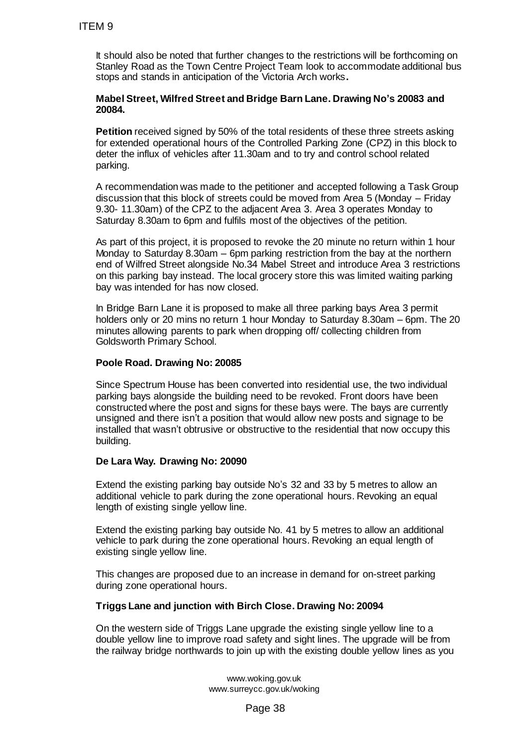It should also be noted that further changes to the restrictions will be forthcoming on Stanley Road as the Town Centre Project Team look to accommodate additional bus stops and stands in anticipation of the Victoria Arch works**.**

**Mabel Street, Wilfred Street and Bridge Barn Lane. Drawing No's 20083 and 20084.**

**Petition** received signed by 50% of the total residents of these three streets asking for extended operational hours of the Controlled Parking Zone (CPZ) in this block to deter the influx of vehicles after 11.30am and to try and control school related parking.

A recommendation was made to the petitioner and accepted following a Task Group discussion that this block of streets could be moved from Area 5 (Monday – Friday 9.30- 11.30am) of the CPZ to the adjacent Area 3. Area 3 operates Monday to Saturday 8.30am to 6pm and fulfils most of the objectives of the petition.

As part of this project, it is proposed to revoke the 20 minute no return within 1 hour Monday to Saturday 8.30am – 6pm parking restriction from the bay at the northern end of Wilfred Street alongside No.34 Mabel Street and introduce Area 3 restrictions on this parking bay instead. The local grocery store this was limited waiting parking bay was intended for has now closed.

In Bridge Barn Lane it is proposed to make all three parking bays Area 3 permit holders only or 20 mins no return 1 hour Monday to Saturday 8.30am – 6pm. The 20 minutes allowing parents to park when dropping off/ collecting children from Goldsworth Primary School.

**Poole Road. Drawing No: 20085**

Since Spectrum House has been converted into residential use, the two individual parking bays alongside the building need to be revoked. Front doors have been constructed where the post and signs for these bays were. The bays are currently unsigned and there isn't a position that would allow new posts and signage to be installed that wasn't obtrusive or obstructive to the residential that now occupy this building.

**De Lara Way. Drawing No: 20090**

Extend the existing parking bay outside No's 32 and 33 by 5 metres to allow an additional vehicle to park during the zone operational hours. Revoking an equal length of existing single yellow line.

Extend the existing parking bay outside No. 41 by 5 metres to allow an additional vehicle to park during the zone operational hours. Revoking an equal length of existing single yellow line.

This changes are proposed due to an increase in demand for on-street parking during zone operational hours.

**Triggs Lane and junction with Birch Close. Drawing No: 20094**

On the western side of Triggs Lane upgrade the existing single yellow line to a double yellow line to improve road safety and sight lines. The upgrade will be from the railway bridge northwards to join up with the existing double yellow lines as you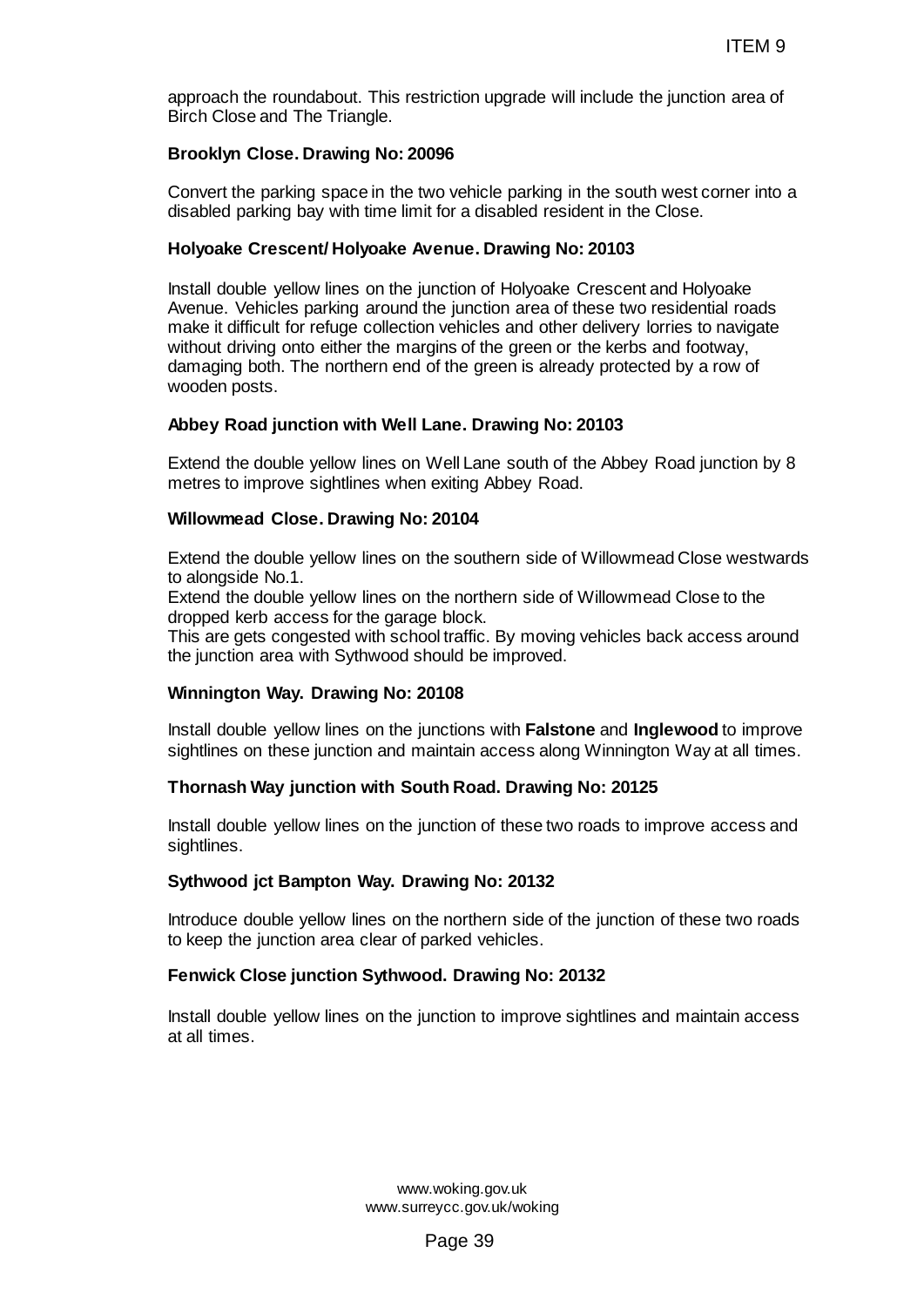approach the roundabout. This restriction upgrade will include the junction area of Birch Close and The Triangle.

**Brooklyn Close. Drawing No: 20096**

Convert the parking space in the two vehicle parking in the south west corner into a disabled parking bay with time limit for a disabled resident in the Close.

**Holyoake Crescent/ Holyoake Avenue. Drawing No: 20103**

Install double yellow lines on the junction of Holyoake Crescent and Holyoake Avenue. Vehicles parking around the junction area of these two residential roads make it difficult for refuge collection vehicles and other delivery lorries to navigate without driving onto either the margins of the green or the kerbs and footway, damaging both. The northern end of the green is already protected by a row of wooden posts.

**Abbey Road junction with Well Lane. Drawing No: 20103**

Extend the double yellow lines on Well Lane south of the Abbey Road junction by 8 metres to improve sightlines when exiting Abbey Road.

**Willowmead Close. Drawing No: 20104**

Extend the double yellow lines on the southern side of Willowmead Close westwards to alongside No.1.
Extend the double yellow lines on the northern side of Willowmead Close to the dropped kerb access for the garage block.
This are gets congested with school traffic. By moving vehicles back access around the junction area with Sythwood should be improved.

**Winnington Way. Drawing No: 20108**

Install double yellow lines on the junctions with **Falstone** and **Inglewood** to improve sightlines on these junction and maintain access along Winnington Way at all times.

**Thornash Way junction with South Road. Drawing No: 20125**

Install double yellow lines on the junction of these two roads to improve access and sightlines.

**Sythwood jct Bampton Way. Drawing No: 20132**

Introduce double yellow lines on the northern side of the junction of these two roads to keep the junction area clear of parked vehicles.

**Fenwick Close junction Sythwood. Drawing No: 20132**

Install double yellow lines on the junction to improve sightlines and maintain access at all times.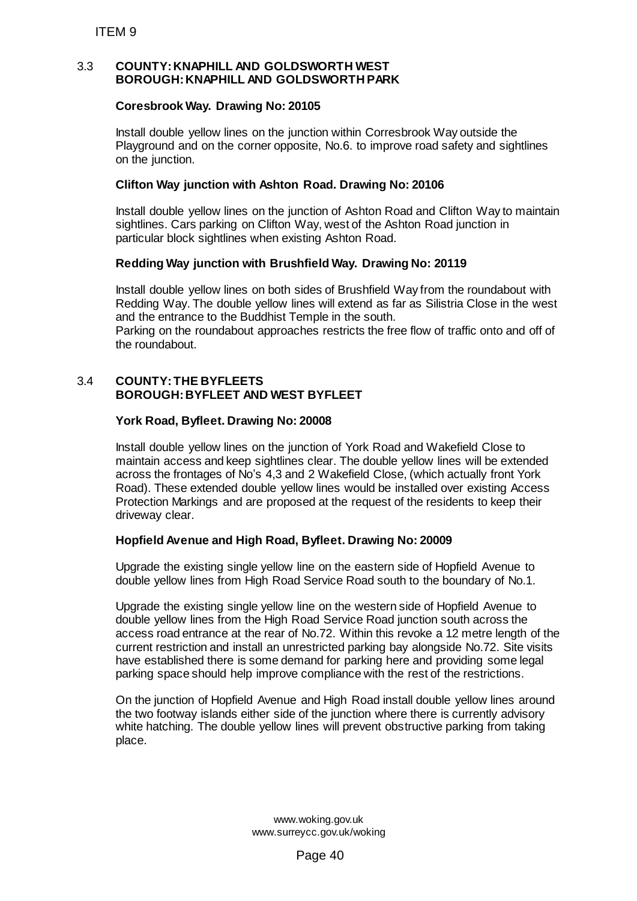ITEM 9

### 3.3 COUNTY: KNAPHILL AND GOLDSWORTH WEST BOROUGH: KNAPHILL AND GOLDSWORTH PARK

**Coresbrook Way. Drawing No: 20105**

Install double yellow lines on the junction within Corresbrook Way outside the Playground and on the corner opposite, No.6. to improve road safety and sightlines on the junction.

**Clifton Way junction with Ashton Road. Drawing No: 20106**

Install double yellow lines on the junction of Ashton Road and Clifton Way to maintain sightlines. Cars parking on Clifton Way, west of the Ashton Road junction in particular block sightlines when existing Ashton Road.

**Redding Way junction with Brushfield Way. Drawing No: 20119**

Install double yellow lines on both sides of Brushfield Way from the roundabout with Redding Way. The double yellow lines will extend as far as Silistria Close in the west and the entrance to the Buddhist Temple in the south.
Parking on the roundabout approaches restricts the free flow of traffic onto and off of the roundabout.

### 3.4 COUNTY: THE BYFLEETS BOROUGH: BYFLEET AND WEST BYFLEET

**York Road, Byfleet. Drawing No: 20008**

Install double yellow lines on the junction of York Road and Wakefield Close to maintain access and keep sightlines clear. The double yellow lines will be extended across the frontages of No's 4,3 and 2 Wakefield Close, (which actually front York Road). These extended double yellow lines would be installed over existing Access Protection Markings and are proposed at the request of the residents to keep their driveway clear.

**Hopfield Avenue and High Road, Byfleet. Drawing No: 20009**

Upgrade the existing single yellow line on the eastern side of Hopfield Avenue to double yellow lines from High Road Service Road south to the boundary of No.1.

Upgrade the existing single yellow line on the western side of Hopfield Avenue to double yellow lines from the High Road Service Road junction south across the access road entrance at the rear of No.72. Within this revoke a 12 metre length of the current restriction and install an unrestricted parking bay alongside No.72. Site visits have established there is some demand for parking here and providing some legal parking space should help improve compliance with the rest of the restrictions.

On the junction of Hopfield Avenue and High Road install double yellow lines around the two footway islands either side of the junction where there is currently advisory white hatching. The double yellow lines will prevent obstructive parking from taking place.

www.woking.gov.uk
www.surreycc.gov.uk/woking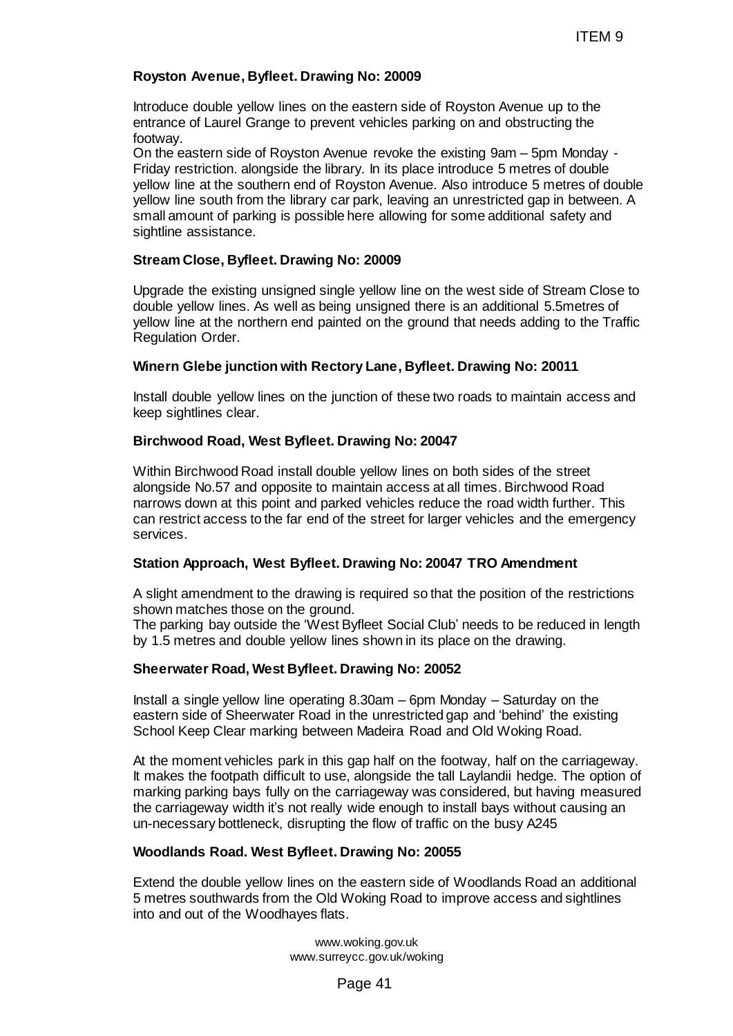**Royston Avenue, Byfleet. Drawing No: 20009**

Introduce double yellow lines on the eastern side of Royston Avenue up to the entrance of Laurel Grange to prevent vehicles parking on and obstructing the footway.
On the eastern side of Royston Avenue revoke the existing 9am – 5pm Monday - Friday restriction. alongside the library. In its place introduce 5 metres of double yellow line at the southern end of Royston Avenue. Also introduce 5 metres of double yellow line south from the library car park, leaving an unrestricted gap in between. A small amount of parking is possible here allowing for some additional safety and sightline assistance.

**Stream Close, Byfleet. Drawing No: 20009**

Upgrade the existing unsigned single yellow line on the west side of Stream Close to double yellow lines. As well as being unsigned there is an additional 5.5metres of yellow line at the northern end painted on the ground that needs adding to the Traffic Regulation Order.

**Winern Glebe junction with Rectory Lane, Byfleet. Drawing No: 20011**

Install double yellow lines on the junction of these two roads to maintain access and keep sightlines clear.

**Birchwood Road, West Byfleet. Drawing No: 20047**

Within Birchwood Road install double yellow lines on both sides of the street alongside No.57 and opposite to maintain access at all times. Birchwood Road narrows down at this point and parked vehicles reduce the road width further. This can restrict access to the far end of the street for larger vehicles and the emergency services.

**Station Approach, West Byfleet. Drawing No: 20047 TRO Amendment**

A slight amendment to the drawing is required so that the position of the restrictions shown matches those on the ground.
The parking bay outside the 'West Byfleet Social Club' needs to be reduced in length by 1.5 metres and double yellow lines shown in its place on the drawing.

**Sheerwater Road, West Byfleet. Drawing No: 20052**

Install a single yellow line operating 8.30am – 6pm Monday – Saturday on the eastern side of Sheerwater Road in the unrestricted gap and 'behind' the existing School Keep Clear marking between Madeira Road and Old Woking Road.

At the moment vehicles park in this gap half on the footway, half on the carriageway. It makes the footpath difficult to use, alongside the tall Laylandii hedge. The option of marking parking bays fully on the carriageway was considered, but having measured the carriageway width it's not really wide enough to install bays without causing an un-necessary bottleneck, disrupting the flow of traffic on the busy A245

**Woodlands Road. West Byfleet. Drawing No: 20055**

Extend the double yellow lines on the eastern side of Woodlands Road an additional 5 metres southwards from the Old Woking Road to improve access and sightlines into and out of the Woodhayes flats.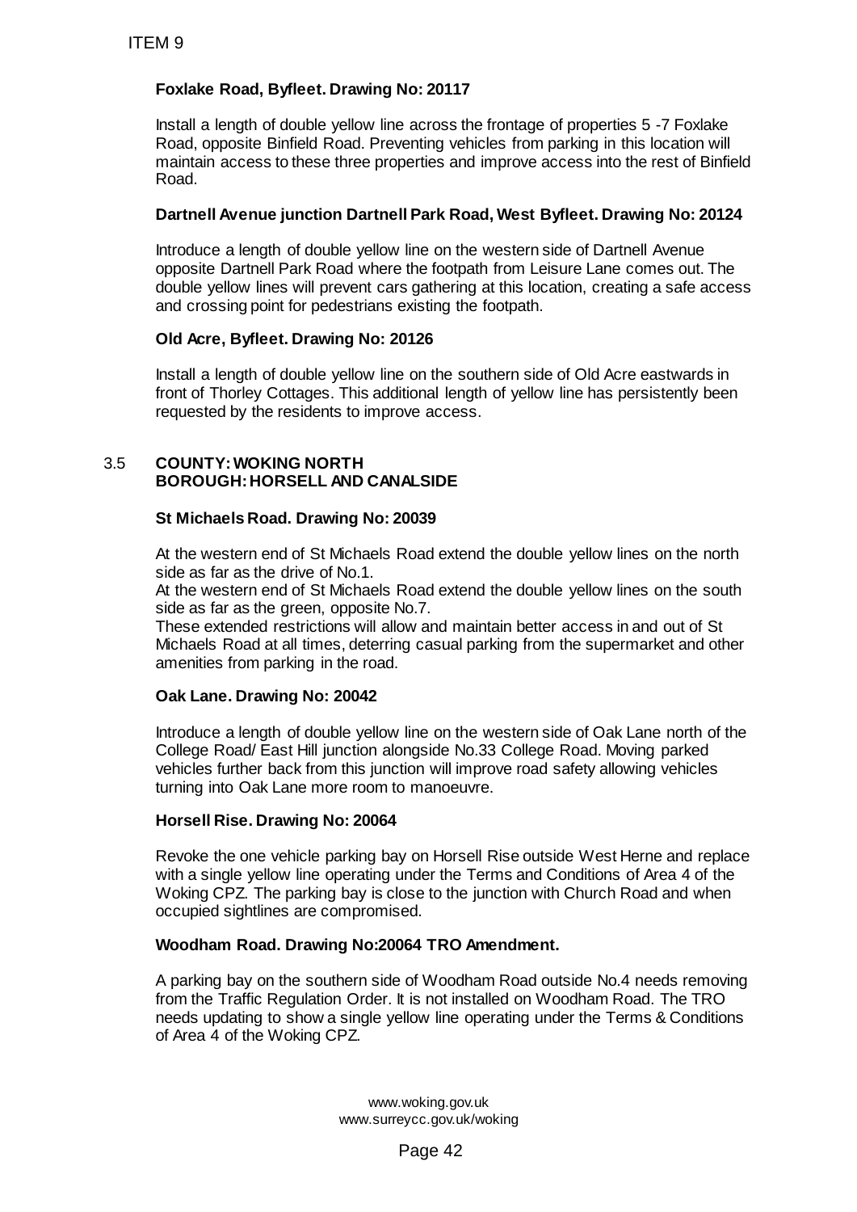ITEM 9

**Foxlake Road, Byfleet. Drawing No: 20117**

Install a length of double yellow line across the frontage of properties 5 -7 Foxlake Road, opposite Binfield Road. Preventing vehicles from parking in this location will maintain access to these three properties and improve access into the rest of Binfield Road.

**Dartnell Avenue junction Dartnell Park Road, West Byfleet. Drawing No: 20124**

Introduce a length of double yellow line on the western side of Dartnell Avenue opposite Dartnell Park Road where the footpath from Leisure Lane comes out. The double yellow lines will prevent cars gathering at this location, creating a safe access and crossing point for pedestrians existing the footpath.

**Old Acre, Byfleet. Drawing No: 20126**

Install a length of double yellow line on the southern side of Old Acre eastwards in front of Thorley Cottages. This additional length of yellow line has persistently been requested by the residents to improve access.

3.5 **COUNTY: WOKING NORTH**
**BOROUGH: HORSELL AND CANALSIDE**

**St Michaels Road. Drawing No: 20039**

At the western end of St Michaels Road extend the double yellow lines on the north side as far as the drive of No.1.
At the western end of St Michaels Road extend the double yellow lines on the south side as far as the green, opposite No.7.
These extended restrictions will allow and maintain better access in and out of St Michaels Road at all times, deterring casual parking from the supermarket and other amenities from parking in the road.

**Oak Lane. Drawing No: 20042**

Introduce a length of double yellow line on the western side of Oak Lane north of the College Road/ East Hill junction alongside No.33 College Road. Moving parked vehicles further back from this junction will improve road safety allowing vehicles turning into Oak Lane more room to manoeuvre.

**Horsell Rise. Drawing No: 20064**

Revoke the one vehicle parking bay on Horsell Rise outside West Herne and replace with a single yellow line operating under the Terms and Conditions of Area 4 of the Woking CPZ. The parking bay is close to the junction with Church Road and when occupied sightlines are compromised.

**Woodham Road. Drawing No:20064 TRO Amendment.**

A parking bay on the southern side of Woodham Road outside No.4 needs removing from the Traffic Regulation Order. It is not installed on Woodham Road. The TRO needs updating to show a single yellow line operating under the Terms & Conditions of Area 4 of the Woking CPZ.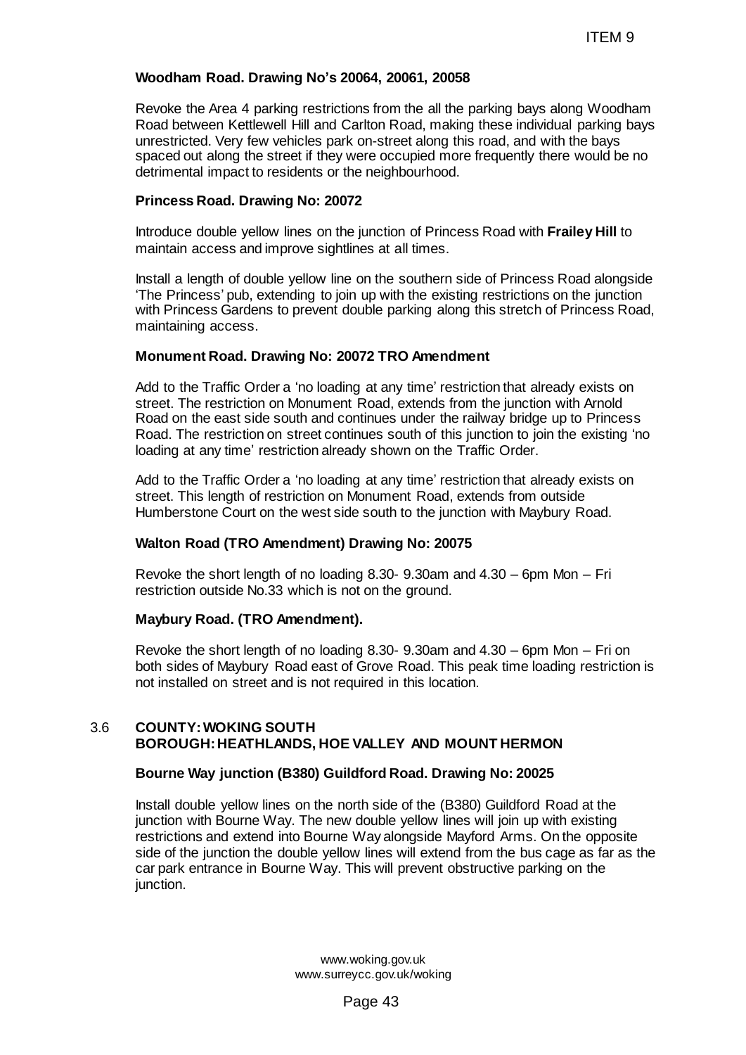**Woodham Road. Drawing No's 20064, 20061, 20058**

Revoke the Area 4 parking restrictions from the all the parking bays along Woodham Road between Kettlewell Hill and Carlton Road, making these individual parking bays unrestricted. Very few vehicles park on-street along this road, and with the bays spaced out along the street if they were occupied more frequently there would be no detrimental impact to residents or the neighbourhood.

**Princess Road. Drawing No: 20072**

Introduce double yellow lines on the junction of Princess Road with **Frailey Hill** to maintain access and improve sightlines at all times.

Install a length of double yellow line on the southern side of Princess Road alongside 'The Princess' pub, extending to join up with the existing restrictions on the junction with Princess Gardens to prevent double parking along this stretch of Princess Road, maintaining access.

**Monument Road. Drawing No: 20072 TRO Amendment**

Add to the Traffic Order a 'no loading at any time' restriction that already exists on street. The restriction on Monument Road, extends from the junction with Arnold Road on the east side south and continues under the railway bridge up to Princess Road. The restriction on street continues south of this junction to join the existing 'no loading at any time' restriction already shown on the Traffic Order.

Add to the Traffic Order a 'no loading at any time' restriction that already exists on street. This length of restriction on Monument Road, extends from outside Humberstone Court on the west side south to the junction with Maybury Road.

**Walton Road (TRO Amendment) Drawing No: 20075**

Revoke the short length of no loading 8.30- 9.30am and 4.30 – 6pm Mon – Fri restriction outside No.33 which is not on the ground.

**Maybury Road. (TRO Amendment).**

Revoke the short length of no loading 8.30- 9.30am and 4.30 – 6pm Mon – Fri on both sides of Maybury Road east of Grove Road. This peak time loading restriction is not installed on street and is not required in this location.

## 3.6 COUNTY: WOKING SOUTH
## BOROUGH: HEATHLANDS, HOE VALLEY AND MOUNT HERMON

**Bourne Way junction (B380) Guildford Road. Drawing No: 20025**

Install double yellow lines on the north side of the (B380) Guildford Road at the junction with Bourne Way. The new double yellow lines will join up with existing restrictions and extend into Bourne Way alongside Mayford Arms. On the opposite side of the junction the double yellow lines will extend from the bus cage as far as the car park entrance in Bourne Way. This will prevent obstructive parking on the junction.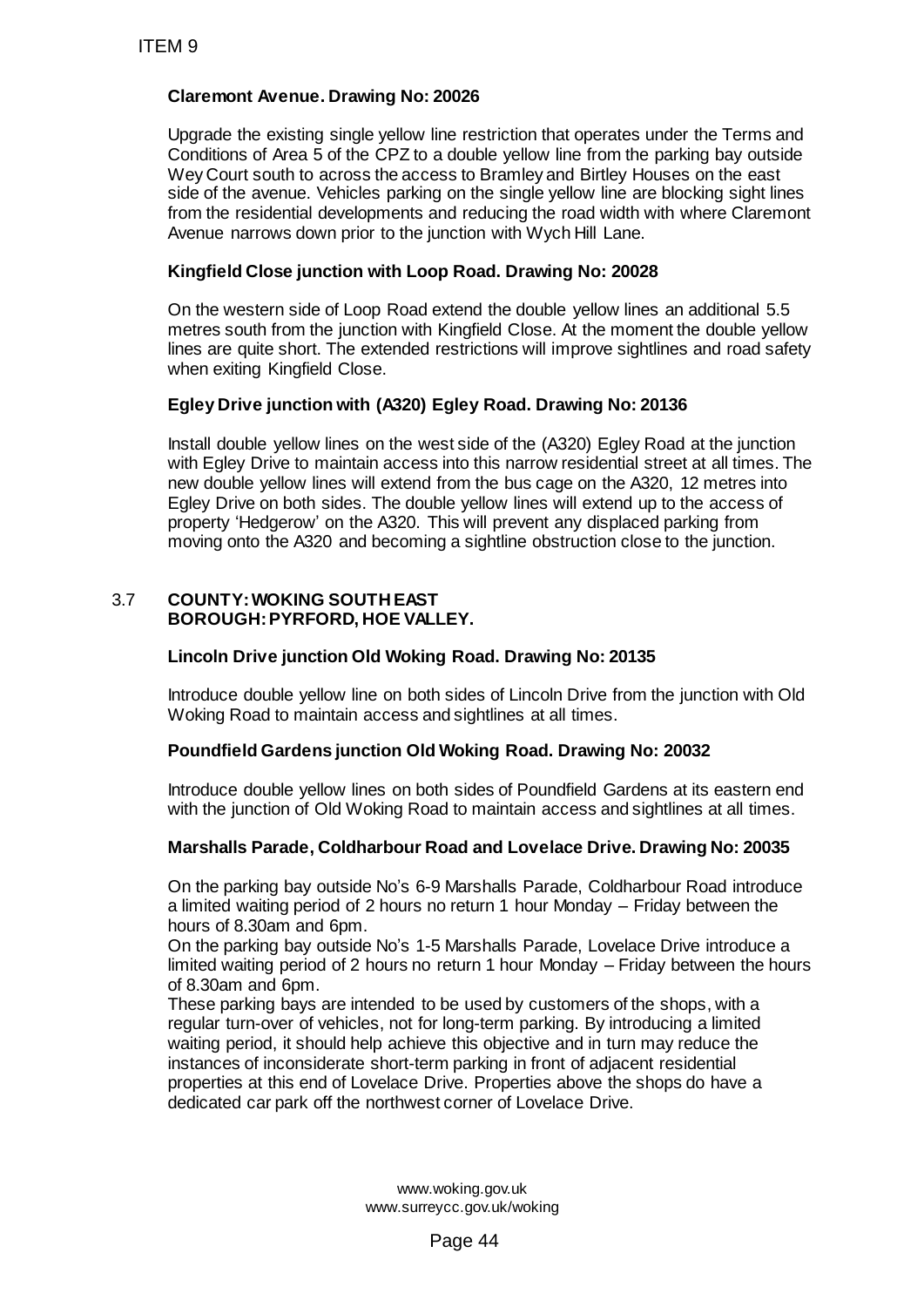ITEM 9

**Claremont Avenue. Drawing No: 20026**

Upgrade the existing single yellow line restriction that operates under the Terms and Conditions of Area 5 of the CPZ to a double yellow line from the parking bay outside Wey Court south to across the access to Bramley and Birtley Houses on the east side of the avenue. Vehicles parking on the single yellow line are blocking sight lines from the residential developments and reducing the road width with where Claremont Avenue narrows down prior to the junction with Wych Hill Lane.

**Kingfield Close junction with Loop Road. Drawing No: 20028**

On the western side of Loop Road extend the double yellow lines an additional 5.5 metres south from the junction with Kingfield Close. At the moment the double yellow lines are quite short. The extended restrictions will improve sightlines and road safety when exiting Kingfield Close.

**Egley Drive junction with (A320) Egley Road. Drawing No: 20136**

Install double yellow lines on the west side of the (A320) Egley Road at the junction with Egley Drive to maintain access into this narrow residential street at all times. The new double yellow lines will extend from the bus cage on the A320, 12 metres into Egley Drive on both sides. The double yellow lines will extend up to the access of property 'Hedgerow' on the A320. This will prevent any displaced parking from moving onto the A320 and becoming a sightline obstruction close to the junction.

3.7 **COUNTY: WOKING SOUTH EAST**
**BOROUGH: PYRFORD, HOE VALLEY.**

**Lincoln Drive junction Old Woking Road. Drawing No: 20135**

Introduce double yellow line on both sides of Lincoln Drive from the junction with Old Woking Road to maintain access and sightlines at all times.

**Poundfield Gardens junction Old Woking Road. Drawing No: 20032**

Introduce double yellow lines on both sides of Poundfield Gardens at its eastern end with the junction of Old Woking Road to maintain access and sightlines at all times.

**Marshalls Parade, Coldharbour Road and Lovelace Drive. Drawing No: 20035**

On the parking bay outside No's 6-9 Marshalls Parade, Coldharbour Road introduce a limited waiting period of 2 hours no return 1 hour Monday – Friday between the hours of 8.30am and 6pm.
On the parking bay outside No's 1-5 Marshalls Parade, Lovelace Drive introduce a limited waiting period of 2 hours no return 1 hour Monday – Friday between the hours of 8.30am and 6pm.
These parking bays are intended to be used by customers of the shops, with a regular turn-over of vehicles, not for long-term parking. By introducing a limited waiting period, it should help achieve this objective and in turn may reduce the instances of inconsiderate short-term parking in front of adjacent residential properties at this end of Lovelace Drive. Properties above the shops do have a dedicated car park off the northwest corner of Lovelace Drive.

www.woking.gov.uk
www.surreycc.gov.uk/woking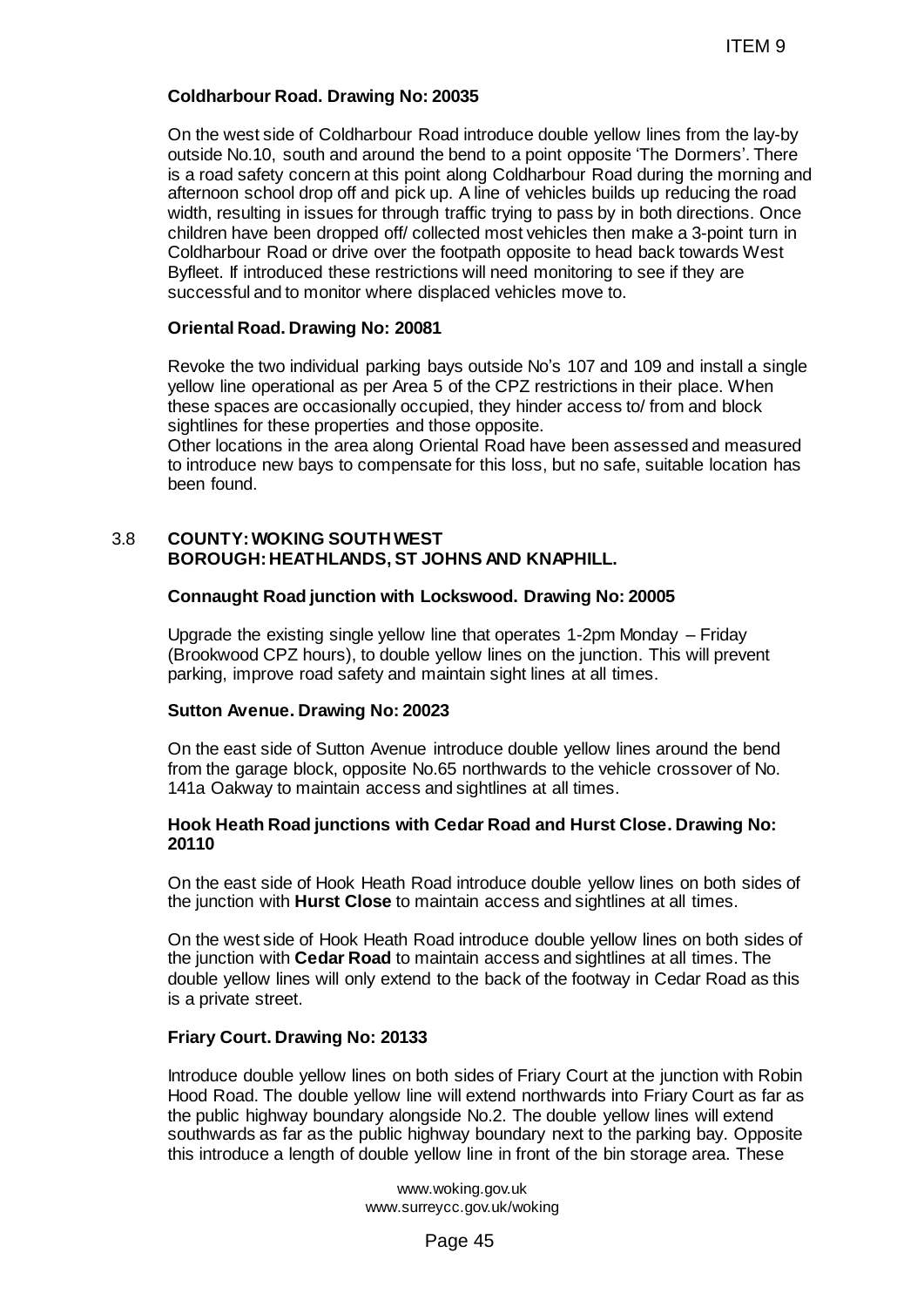**Coldharbour Road. Drawing No: 20035**

On the west side of Coldharbour Road introduce double yellow lines from the lay-by outside No.10, south and around the bend to a point opposite 'The Dormers'. There is a road safety concern at this point along Coldharbour Road during the morning and afternoon school drop off and pick up. A line of vehicles builds up reducing the road width, resulting in issues for through traffic trying to pass by in both directions. Once children have been dropped off/ collected most vehicles then make a 3-point turn in Coldharbour Road or drive over the footpath opposite to head back towards West Byfleet. If introduced these restrictions will need monitoring to see if they are successful and to monitor where displaced vehicles move to.

**Oriental Road. Drawing No: 20081**

Revoke the two individual parking bays outside No's 107 and 109 and install a single yellow line operational as per Area 5 of the CPZ restrictions in their place. When these spaces are occasionally occupied, they hinder access to/ from and block sightlines for these properties and those opposite.
Other locations in the area along Oriental Road have been assessed and measured to introduce new bays to compensate for this loss, but no safe, suitable location has been found.

3.8 **COUNTY: WOKING SOUTH WEST**
**BOROUGH: HEATHLANDS, ST JOHNS AND KNAPHILL.**

**Connaught Road junction with Lockswood. Drawing No: 20005**

Upgrade the existing single yellow line that operates 1-2pm Monday – Friday (Brookwood CPZ hours), to double yellow lines on the junction. This will prevent parking, improve road safety and maintain sight lines at all times.

**Sutton Avenue. Drawing No: 20023**

On the east side of Sutton Avenue introduce double yellow lines around the bend from the garage block, opposite No.65 northwards to the vehicle crossover of No. 141a Oakway to maintain access and sightlines at all times.

**Hook Heath Road junctions with Cedar Road and Hurst Close. Drawing No: 20110**

On the east side of Hook Heath Road introduce double yellow lines on both sides of the junction with **Hurst Close** to maintain access and sightlines at all times.

On the west side of Hook Heath Road introduce double yellow lines on both sides of the junction with **Cedar Road** to maintain access and sightlines at all times. The double yellow lines will only extend to the back of the footway in Cedar Road as this is a private street.

**Friary Court. Drawing No: 20133**

Introduce double yellow lines on both sides of Friary Court at the junction with Robin Hood Road. The double yellow line will extend northwards into Friary Court as far as the public highway boundary alongside No.2. The double yellow lines will extend southwards as far as the public highway boundary next to the parking bay. Opposite this introduce a length of double yellow line in front of the bin storage area. These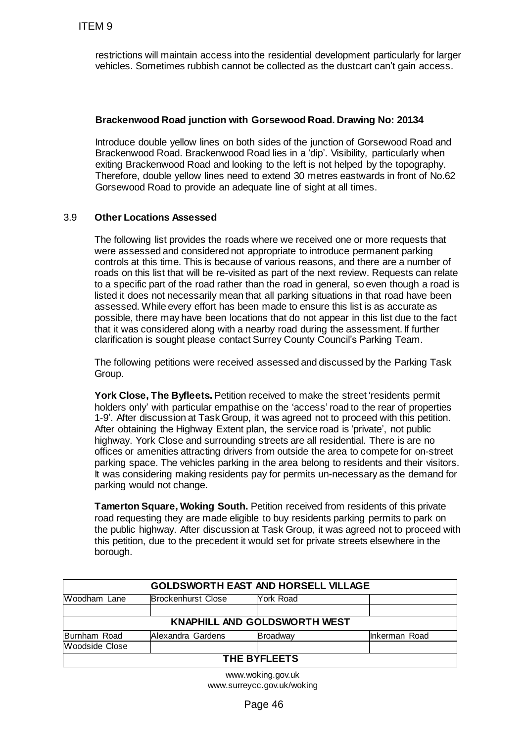restrictions will maintain access into the residential development particularly for larger vehicles. Sometimes rubbish cannot be collected as the dustcart can't gain access.

**Brackenwood Road junction with Gorsewood Road. Drawing No: 20134**

Introduce double yellow lines on both sides of the junction of Gorsewood Road and Brackenwood Road. Brackenwood Road lies in a 'dip'. Visibility, particularly when exiting Brackenwood Road and looking to the left is not helped by the topography. Therefore, double yellow lines need to extend 30 metres eastwards in front of No.62 Gorsewood Road to provide an adequate line of sight at all times.

## 3.9 Other Locations Assessed

The following list provides the roads where we received one or more requests that were assessed and considered not appropriate to introduce permanent parking controls at this time. This is because of various reasons, and there are a number of roads on this list that will be re-visited as part of the next review. Requests can relate to a specific part of the road rather than the road in general, so even though a road is listed it does not necessarily mean that all parking situations in that road have been assessed. While every effort has been made to ensure this list is as accurate as possible, there may have been locations that do not appear in this list due to the fact that it was considered along with a nearby road during the assessment. If further clarification is sought please contact Surrey County Council's Parking Team.

The following petitions were received assessed and discussed by the Parking Task Group.

**York Close, The Byfleets.** Petition received to make the street 'residents permit holders only' with particular empathise on the 'access' road to the rear of properties 1-9'. After discussion at Task Group, it was agreed not to proceed with this petition. After obtaining the Highway Extent plan, the service road is 'private', not public highway. York Close and surrounding streets are all residential. There is are no offices or amenities attracting drivers from outside the area to compete for on-street parking space. The vehicles parking in the area belong to residents and their visitors. It was considering making residents pay for permits un-necessary as the demand for parking would not change.

**Tamerton Square, Woking South.** Petition received from residents of this private road requesting they are made eligible to buy residents parking permits to park on the public highway. After discussion at Task Group, it was agreed not to proceed with this petition, due to the precedent it would set for private streets elsewhere in the borough.

| | | | |
|---|---|---|---|
| **GOLDSWORTH EAST AND HORSELL VILLAGE** | | | |
| Woodham Lane | Brockenhurst Close | York Road | |
| | | | |
| **KNAPHILL AND GOLDSWORTH WEST** | | | |
| Burnham Road | Alexandra Gardens | Broadway | Inkerman Road |
| Woodside Close | | | |
| **THE BYFLEETS** | | | |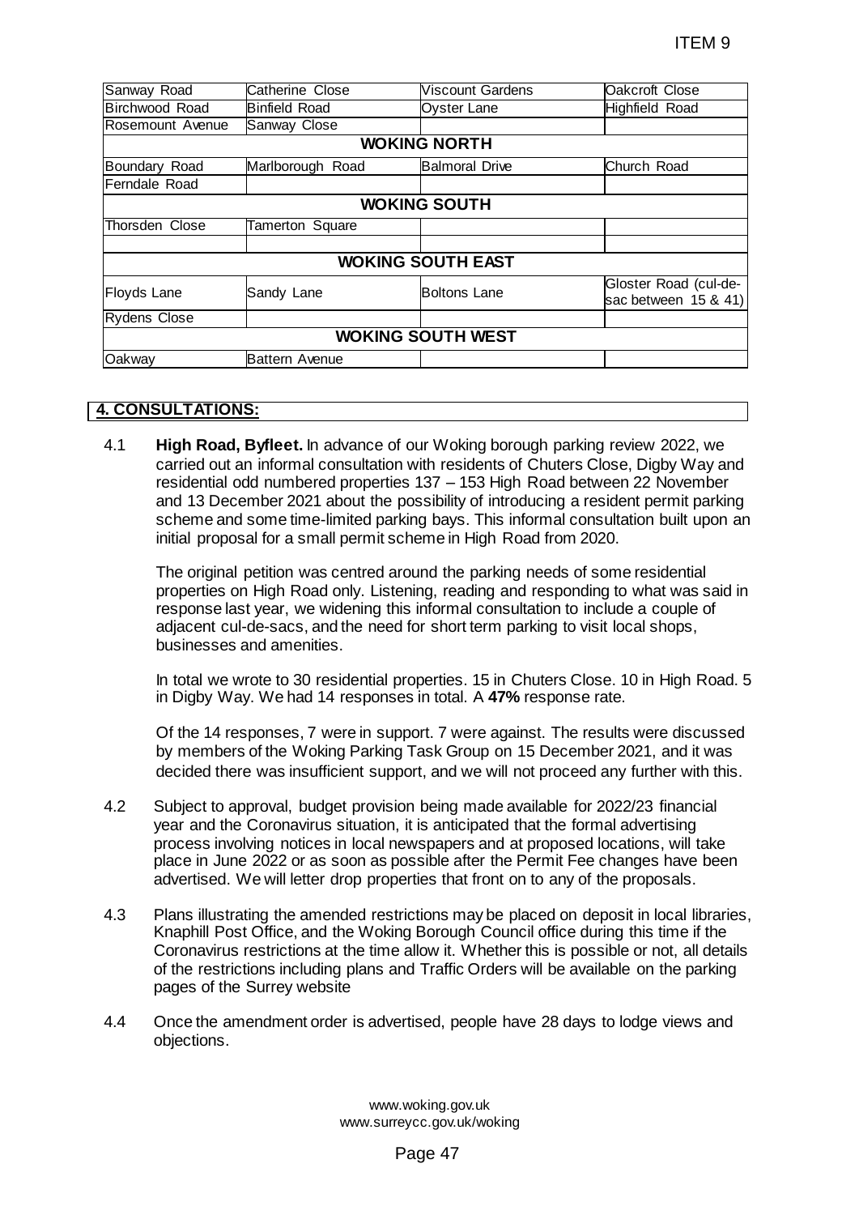| | | | |
|---|---|---|---|
| Sanway Road | Catherine Close | Viscount Gardens | Oakcroft Close |
| Birchwood Road | Binfield Road | Oyster Lane | Highfield Road |
| Rosemount Avenue | Sanway Close | | |
| **WOKING NORTH** | | | |
| Boundary Road | Marlborough Road | Balmoral Drive | Church Road |
| Ferndale Road | | | |
| **WOKING SOUTH** | | | |
| Thorsden Close | Tamerton Square | | |
| | | | |
| **WOKING SOUTH EAST** | | | |
| Floyds Lane | Sandy Lane | Boltons Lane | Gloster Road (cul-de-sac between 15 & 41) |
| Rydens Close | | | |
| **WOKING SOUTH WEST** | | | |
| Oakway | Battern Avenue | | |

## 4. CONSULTATIONS:

4.1 **High Road, Byfleet.** In advance of our Woking borough parking review 2022, we carried out an informal consultation with residents of Chuters Close, Digby Way and residential odd numbered properties 137 – 153 High Road between 22 November and 13 December 2021 about the possibility of introducing a resident permit parking scheme and some time-limited parking bays. This informal consultation built upon an initial proposal for a small permit scheme in High Road from 2020.

The original petition was centred around the parking needs of some residential properties on High Road only. Listening, reading and responding to what was said in response last year, we widening this informal consultation to include a couple of adjacent cul-de-sacs, and the need for short term parking to visit local shops, businesses and amenities.

In total we wrote to 30 residential properties. 15 in Chuters Close. 10 in High Road. 5 in Digby Way. We had 14 responses in total. A **47%** response rate.

Of the 14 responses, 7 were in support. 7 were against. The results were discussed by members of the Woking Parking Task Group on 15 December 2021, and it was decided there was insufficient support, and we will not proceed any further with this.

4.2 Subject to approval, budget provision being made available for 2022/23 financial year and the Coronavirus situation, it is anticipated that the formal advertising process involving notices in local newspapers and at proposed locations, will take place in June 2022 or as soon as possible after the Permit Fee changes have been advertised. We will letter drop properties that front on to any of the proposals.

4.3 Plans illustrating the amended restrictions may be placed on deposit in local libraries, Knaphill Post Office, and the Woking Borough Council office during this time if the Coronavirus restrictions at the time allow it. Whether this is possible or not, all details of the restrictions including plans and Traffic Orders will be available on the parking pages of the Surrey website

4.4 Once the amendment order is advertised, people have 28 days to lodge views and objections.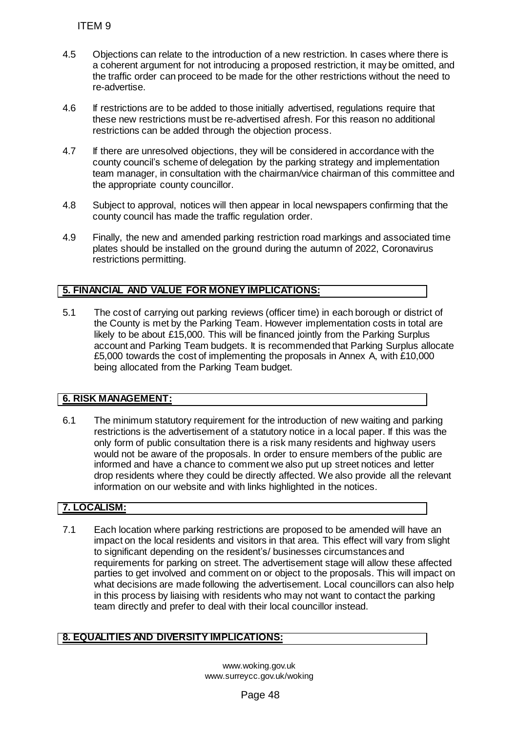4.5 Objections can relate to the introduction of a new restriction. In cases where there is a coherent argument for not introducing a proposed restriction, it may be omitted, and the traffic order can proceed to be made for the other restrictions without the need to re-advertise.

4.6 If restrictions are to be added to those initially advertised, regulations require that these new restrictions must be re-advertised afresh. For this reason no additional restrictions can be added through the objection process.

4.7 If there are unresolved objections, they will be considered in accordance with the county council's scheme of delegation by the parking strategy and implementation team manager, in consultation with the chairman/vice chairman of this committee and the appropriate county councillor.

4.8 Subject to approval, notices will then appear in local newspapers confirming that the county council has made the traffic regulation order.

4.9 Finally, the new and amended parking restriction road markings and associated time plates should be installed on the ground during the autumn of 2022, Coronavirus restrictions permitting.

## 5. FINANCIAL AND VALUE FOR MONEY IMPLICATIONS:

5.1 The cost of carrying out parking reviews (officer time) in each borough or district of the County is met by the Parking Team. However implementation costs in total are likely to be about £15,000. This will be financed jointly from the Parking Surplus account and Parking Team budgets. It is recommended that Parking Surplus allocate £5,000 towards the cost of implementing the proposals in Annex A, with £10,000 being allocated from the Parking Team budget.

## 6. RISK MANAGEMENT:

6.1 The minimum statutory requirement for the introduction of new waiting and parking restrictions is the advertisement of a statutory notice in a local paper. If this was the only form of public consultation there is a risk many residents and highway users would not be aware of the proposals. In order to ensure members of the public are informed and have a chance to comment we also put up street notices and letter drop residents where they could be directly affected. We also provide all the relevant information on our website and with links highlighted in the notices.

## 7. LOCALISM:

7.1 Each location where parking restrictions are proposed to be amended will have an impact on the local residents and visitors in that area. This effect will vary from slight to significant depending on the resident's/ businesses circumstances and requirements for parking on street. The advertisement stage will allow these affected parties to get involved and comment on or object to the proposals. This will impact on what decisions are made following the advertisement. Local councillors can also help in this process by liaising with residents who may not want to contact the parking team directly and prefer to deal with their local councillor instead.

## 8. EQUALITIES AND DIVERSITY IMPLICATIONS: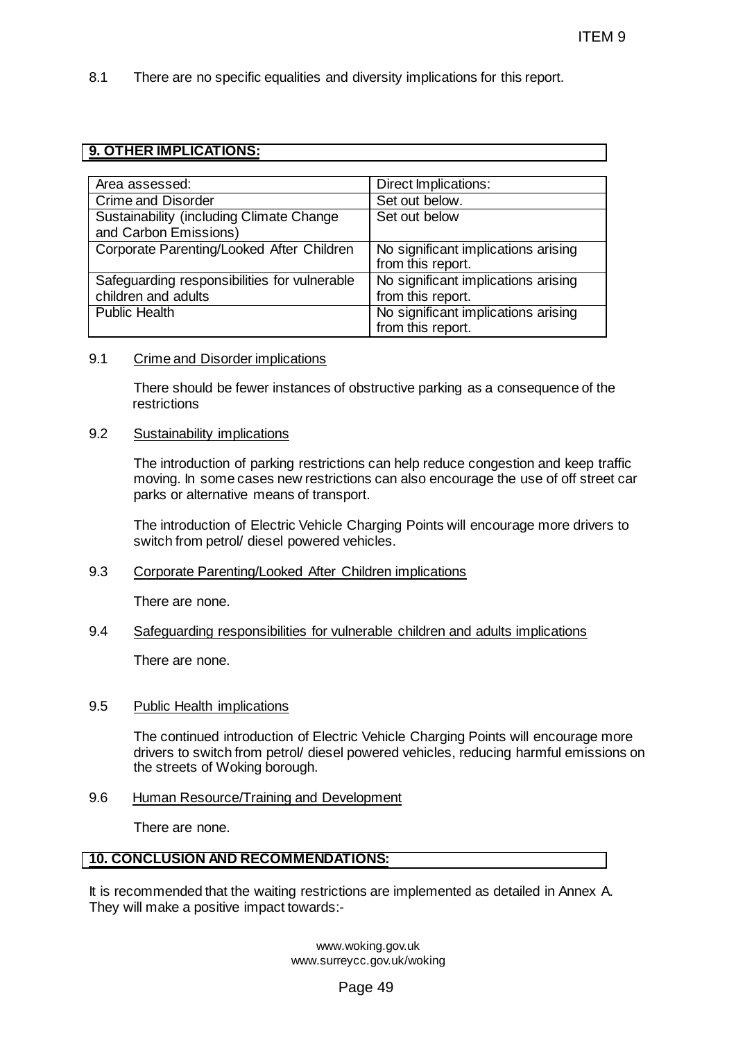8.1 There are no specific equalities and diversity implications for this report.

## 9. OTHER IMPLICATIONS:

| Area assessed: | Direct Implications: |
|---|---|
| Crime and Disorder | Set out below. |
| Sustainability (including Climate Change and Carbon Emissions) | Set out below |
| Corporate Parenting/Looked After Children | No significant implications arising from this report. |
| Safeguarding responsibilities for vulnerable children and adults | No significant implications arising from this report. |
| Public Health | No significant implications arising from this report. |

9.1 Crime and Disorder implications

There should be fewer instances of obstructive parking as a consequence of the restrictions

9.2 Sustainability implications

The introduction of parking restrictions can help reduce congestion and keep traffic moving. In some cases new restrictions can also encourage the use of off street car parks or alternative means of transport.

The introduction of Electric Vehicle Charging Points will encourage more drivers to switch from petrol/ diesel powered vehicles.

9.3 Corporate Parenting/Looked After Children implications

There are none.

9.4 Safeguarding responsibilities for vulnerable children and adults implications

There are none.

9.5 Public Health implications

The continued introduction of Electric Vehicle Charging Points will encourage more drivers to switch from petrol/ diesel powered vehicles, reducing harmful emissions on the streets of Woking borough.

9.6 Human Resource/Training and Development

There are none.

## 10. CONCLUSION AND RECOMMENDATIONS:

It is recommended that the waiting restrictions are implemented as detailed in Annex A. They will make a positive impact towards:-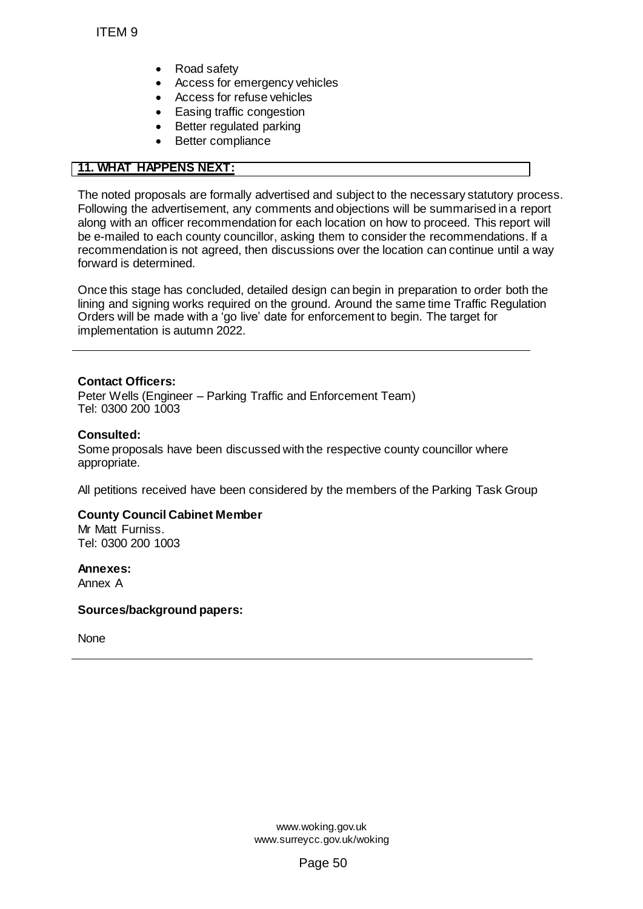- Road safety
- Access for emergency vehicles
- Access for refuse vehicles
- Easing traffic congestion
- Better regulated parking
- Better compliance

## 11. WHAT HAPPENS NEXT:

The noted proposals are formally advertised and subject to the necessary statutory process. Following the advertisement, any comments and objections will be summarised in a report along with an officer recommendation for each location on how to proceed. This report will be e-mailed to each county councillor, asking them to consider the recommendations. If a recommendation is not agreed, then discussions over the location can continue until a way forward is determined.

Once this stage has concluded, detailed design can begin in preparation to order both the lining and signing works required on the ground. Around the same time Traffic Regulation Orders will be made with a 'go live' date for enforcement to begin. The target for implementation is autumn 2022.

---

**Contact Officers:**
Peter Wells (Engineer – Parking Traffic and Enforcement Team)
Tel: 0300 200 1003

**Consulted:**
Some proposals have been discussed with the respective county councillor where appropriate.

All petitions received have been considered by the members of the Parking Task Group

**County Council Cabinet Member**
Mr Matt Furniss.
Tel: 0300 200 1003

**Annexes:**
Annex A

**Sources/background papers:**

None

---